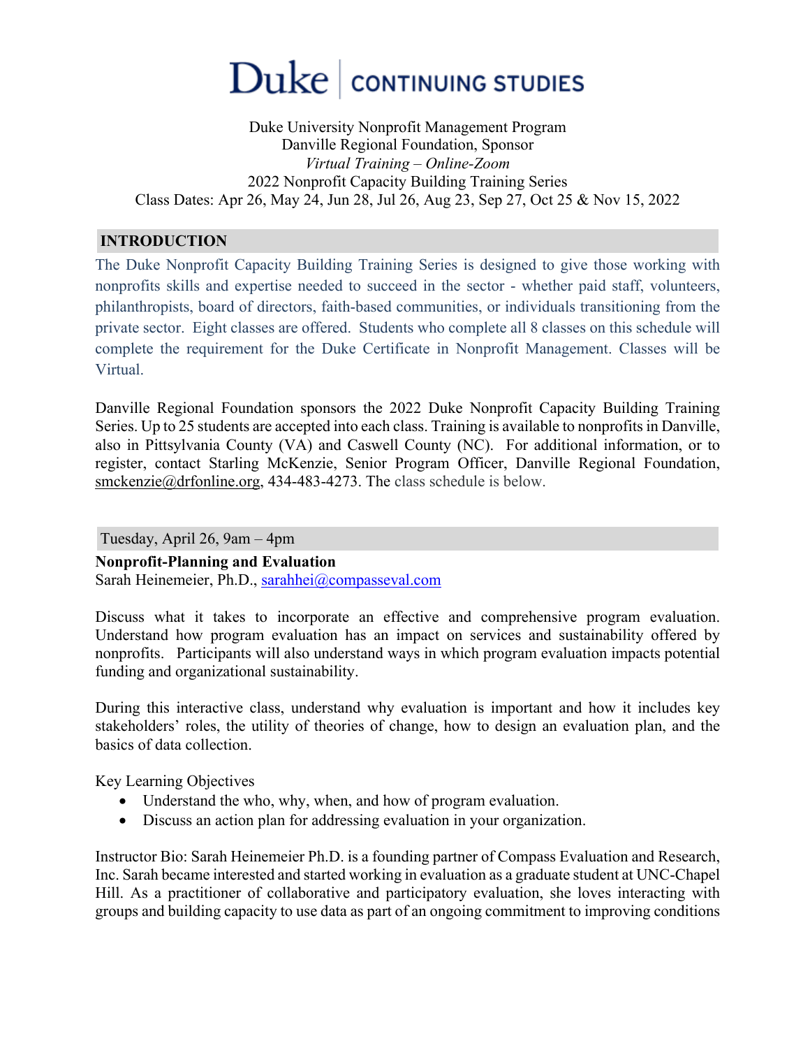# Duke | CONTINUING STUDIES

Duke University Nonprofit Management Program
Danville Regional Foundation, Sponsor
*Virtual Training – Online-Zoom*
2022 Nonprofit Capacity Building Training Series
Class Dates: Apr 26, May 24, Jun 28, Jul 26, Aug 23, Sep 27, Oct 25 & Nov 15, 2022

## INTRODUCTION

The Duke Nonprofit Capacity Building Training Series is designed to give those working with nonprofits skills and expertise needed to succeed in the sector - whether paid staff, volunteers, philanthropists, board of directors, faith-based communities, or individuals transitioning from the private sector. Eight classes are offered. Students who complete all 8 classes on this schedule will complete the requirement for the Duke Certificate in Nonprofit Management. Classes will be Virtual.

Danville Regional Foundation sponsors the 2022 Duke Nonprofit Capacity Building Training Series. Up to 25 students are accepted into each class. Training is available to nonprofits in Danville, also in Pittsylvania County (VA) and Caswell County (NC). For additional information, or to register, contact Starling McKenzie, Senior Program Officer, Danville Regional Foundation, smckenzie@drfonline.org, 434-483-4273. The class schedule is below.

Tuesday, April 26, 9am – 4pm

**Nonprofit-Planning and Evaluation**
Sarah Heinemeier, Ph.D., sarahhei@compasseval.com

Discuss what it takes to incorporate an effective and comprehensive program evaluation. Understand how program evaluation has an impact on services and sustainability offered by nonprofits. Participants will also understand ways in which program evaluation impacts potential funding and organizational sustainability.

During this interactive class, understand why evaluation is important and how it includes key stakeholders' roles, the utility of theories of change, how to design an evaluation plan, and the basics of data collection.

Key Learning Objectives

- Understand the who, why, when, and how of program evaluation.
- Discuss an action plan for addressing evaluation in your organization.

Instructor Bio: Sarah Heinemeier Ph.D. is a founding partner of Compass Evaluation and Research, Inc. Sarah became interested and started working in evaluation as a graduate student at UNC-Chapel Hill. As a practitioner of collaborative and participatory evaluation, she loves interacting with groups and building capacity to use data as part of an ongoing commitment to improving conditions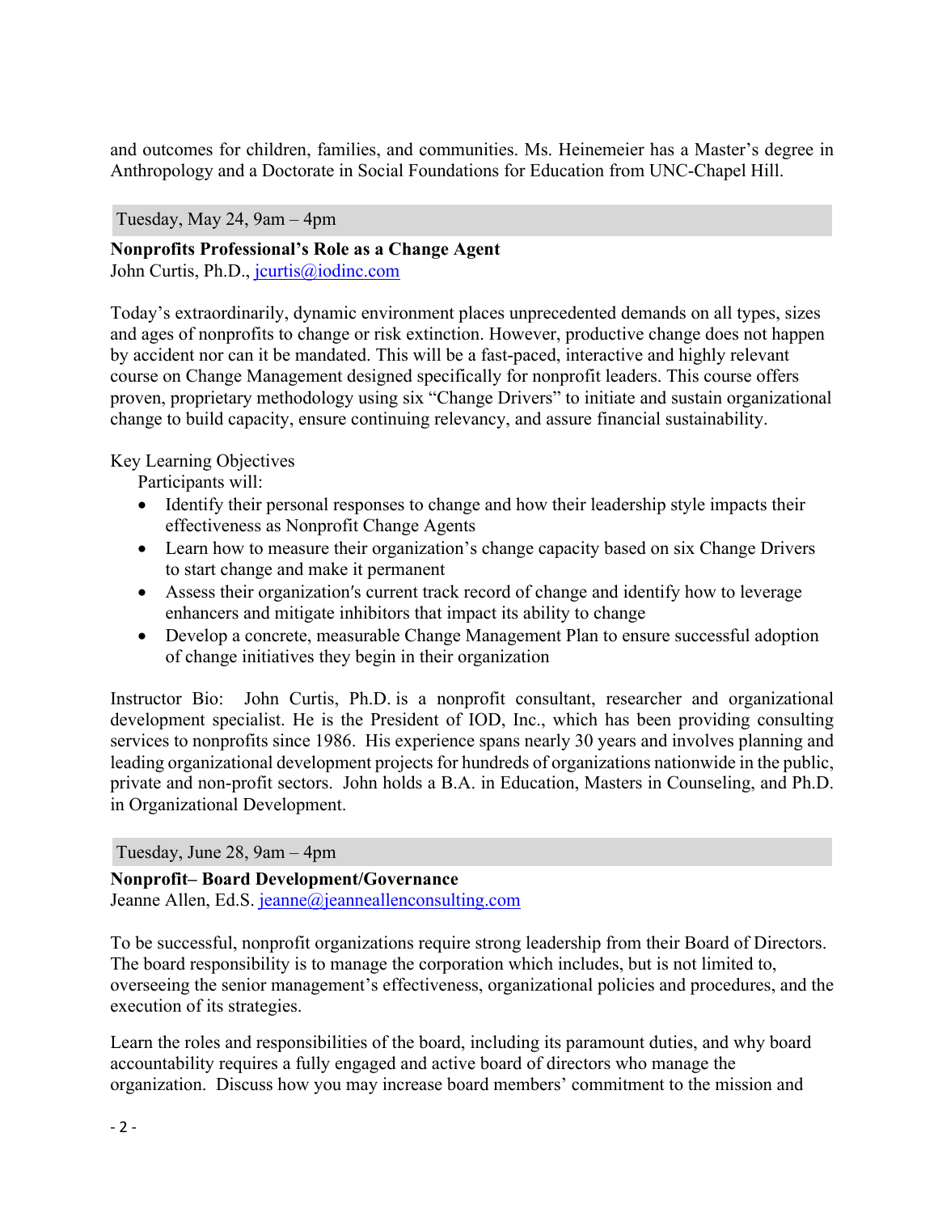and outcomes for children, families, and communities. Ms. Heinemeier has a Master's degree in Anthropology and a Doctorate in Social Foundations for Education from UNC-Chapel Hill.

Tuesday, May 24, 9am – 4pm

**Nonprofits Professional's Role as a Change Agent**
John Curtis, Ph.D., jcurtis@iodinc.com

Today's extraordinarily, dynamic environment places unprecedented demands on all types, sizes and ages of nonprofits to change or risk extinction. However, productive change does not happen by accident nor can it be mandated. This will be a fast-paced, interactive and highly relevant course on Change Management designed specifically for nonprofit leaders. This course offers proven, proprietary methodology using six "Change Drivers" to initiate and sustain organizational change to build capacity, ensure continuing relevancy, and assure financial sustainability.

Key Learning Objectives

Participants will:

- Identify their personal responses to change and how their leadership style impacts their effectiveness as Nonprofit Change Agents
- Learn how to measure their organization's change capacity based on six Change Drivers to start change and make it permanent
- Assess their organization's current track record of change and identify how to leverage enhancers and mitigate inhibitors that impact its ability to change
- Develop a concrete, measurable Change Management Plan to ensure successful adoption of change initiatives they begin in their organization

Instructor Bio: John Curtis, Ph.D. is a nonprofit consultant, researcher and organizational development specialist. He is the President of IOD, Inc., which has been providing consulting services to nonprofits since 1986. His experience spans nearly 30 years and involves planning and leading organizational development projects for hundreds of organizations nationwide in the public, private and non-profit sectors. John holds a B.A. in Education, Masters in Counseling, and Ph.D. in Organizational Development.

Tuesday, June 28, 9am – 4pm

**Nonprofit– Board Development/Governance**
Jeanne Allen, Ed.S. jeanne@jeanneallenconsulting.com

To be successful, nonprofit organizations require strong leadership from their Board of Directors. The board responsibility is to manage the corporation which includes, but is not limited to, overseeing the senior management's effectiveness, organizational policies and procedures, and the execution of its strategies.

Learn the roles and responsibilities of the board, including its paramount duties, and why board accountability requires a fully engaged and active board of directors who manage the organization. Discuss how you may increase board members' commitment to the mission and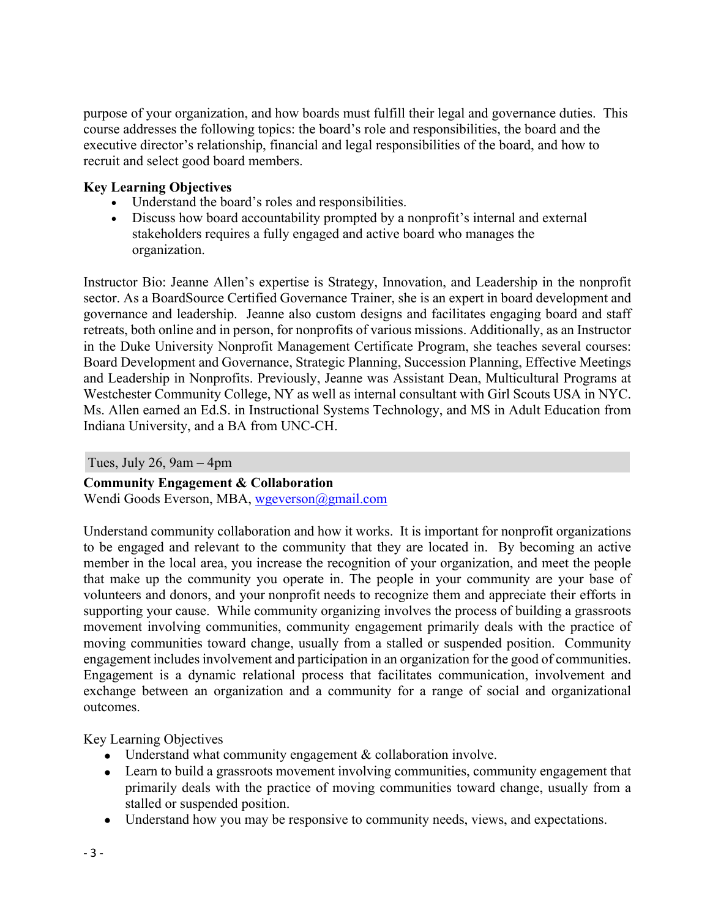purpose of your organization, and how boards must fulfill their legal and governance duties. This course addresses the following topics: the board's role and responsibilities, the board and the executive director's relationship, financial and legal responsibilities of the board, and how to recruit and select good board members.

**Key Learning Objectives**

- Understand the board's roles and responsibilities.
- Discuss how board accountability prompted by a nonprofit's internal and external stakeholders requires a fully engaged and active board who manages the organization.

Instructor Bio: Jeanne Allen's expertise is Strategy, Innovation, and Leadership in the nonprofit sector. As a BoardSource Certified Governance Trainer, she is an expert in board development and governance and leadership. Jeanne also custom designs and facilitates engaging board and staff retreats, both online and in person, for nonprofits of various missions. Additionally, as an Instructor in the Duke University Nonprofit Management Certificate Program, she teaches several courses: Board Development and Governance, Strategic Planning, Succession Planning, Effective Meetings and Leadership in Nonprofits. Previously, Jeanne was Assistant Dean, Multicultural Programs at Westchester Community College, NY as well as internal consultant with Girl Scouts USA in NYC. Ms. Allen earned an Ed.S. in Instructional Systems Technology, and MS in Adult Education from Indiana University, and a BA from UNC-CH.

Tues, July 26, 9am – 4pm

**Community Engagement & Collaboration**
Wendi Goods Everson, MBA, wgeverson@gmail.com

Understand community collaboration and how it works. It is important for nonprofit organizations to be engaged and relevant to the community that they are located in. By becoming an active member in the local area, you increase the recognition of your organization, and meet the people that make up the community you operate in. The people in your community are your base of volunteers and donors, and your nonprofit needs to recognize them and appreciate their efforts in supporting your cause. While community organizing involves the process of building a grassroots movement involving communities, community engagement primarily deals with the practice of moving communities toward change, usually from a stalled or suspended position. Community engagement includes involvement and participation in an organization for the good of communities. Engagement is a dynamic relational process that facilitates communication, involvement and exchange between an organization and a community for a range of social and organizational outcomes.

Key Learning Objectives

- Understand what community engagement & collaboration involve.
- Learn to build a grassroots movement involving communities, community engagement that primarily deals with the practice of moving communities toward change, usually from a stalled or suspended position.
- Understand how you may be responsive to community needs, views, and expectations.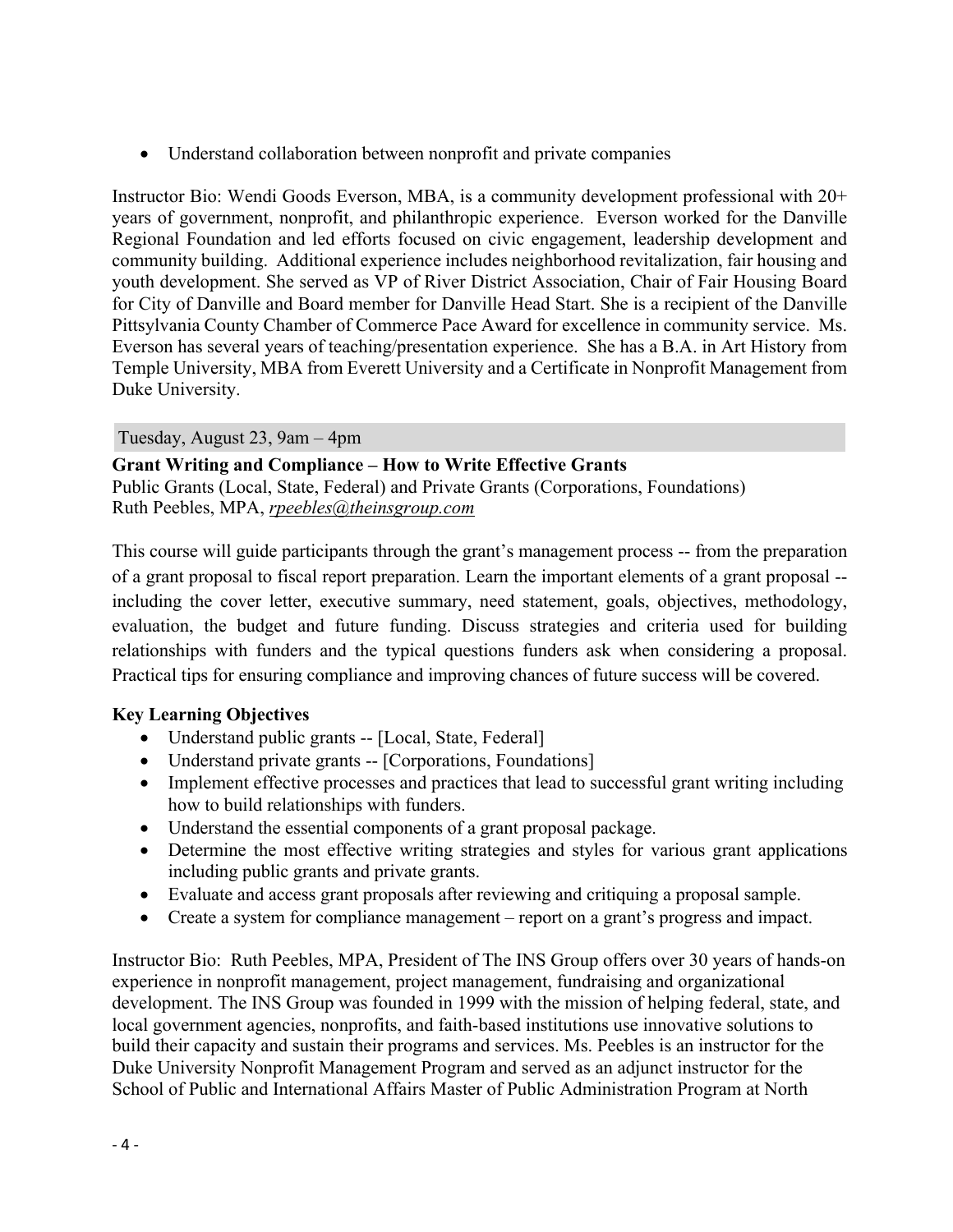- Understand collaboration between nonprofit and private companies

Instructor Bio: Wendi Goods Everson, MBA, is a community development professional with 20+ years of government, nonprofit, and philanthropic experience. Everson worked for the Danville Regional Foundation and led efforts focused on civic engagement, leadership development and community building. Additional experience includes neighborhood revitalization, fair housing and youth development. She served as VP of River District Association, Chair of Fair Housing Board for City of Danville and Board member for Danville Head Start. She is a recipient of the Danville Pittsylvania County Chamber of Commerce Pace Award for excellence in community service. Ms. Everson has several years of teaching/presentation experience. She has a B.A. in Art History from Temple University, MBA from Everett University and a Certificate in Nonprofit Management from Duke University.

Tuesday, August 23, 9am – 4pm

**Grant Writing and Compliance – How to Write Effective Grants**
Public Grants (Local, State, Federal) and Private Grants (Corporations, Foundations)
Ruth Peebles, MPA, *rpeebles@theinsgroup.com*

This course will guide participants through the grant's management process -- from the preparation of a grant proposal to fiscal report preparation. Learn the important elements of a grant proposal -- including the cover letter, executive summary, need statement, goals, objectives, methodology, evaluation, the budget and future funding. Discuss strategies and criteria used for building relationships with funders and the typical questions funders ask when considering a proposal. Practical tips for ensuring compliance and improving chances of future success will be covered.

**Key Learning Objectives**

- Understand public grants -- [Local, State, Federal]
- Understand private grants -- [Corporations, Foundations]
- Implement effective processes and practices that lead to successful grant writing including how to build relationships with funders.
- Understand the essential components of a grant proposal package.
- Determine the most effective writing strategies and styles for various grant applications including public grants and private grants.
- Evaluate and access grant proposals after reviewing and critiquing a proposal sample.
- Create a system for compliance management – report on a grant's progress and impact.

Instructor Bio: Ruth Peebles, MPA, President of The INS Group offers over 30 years of hands-on experience in nonprofit management, project management, fundraising and organizational development. The INS Group was founded in 1999 with the mission of helping federal, state, and local government agencies, nonprofits, and faith-based institutions use innovative solutions to build their capacity and sustain their programs and services. Ms. Peebles is an instructor for the Duke University Nonprofit Management Program and served as an adjunct instructor for the School of Public and International Affairs Master of Public Administration Program at North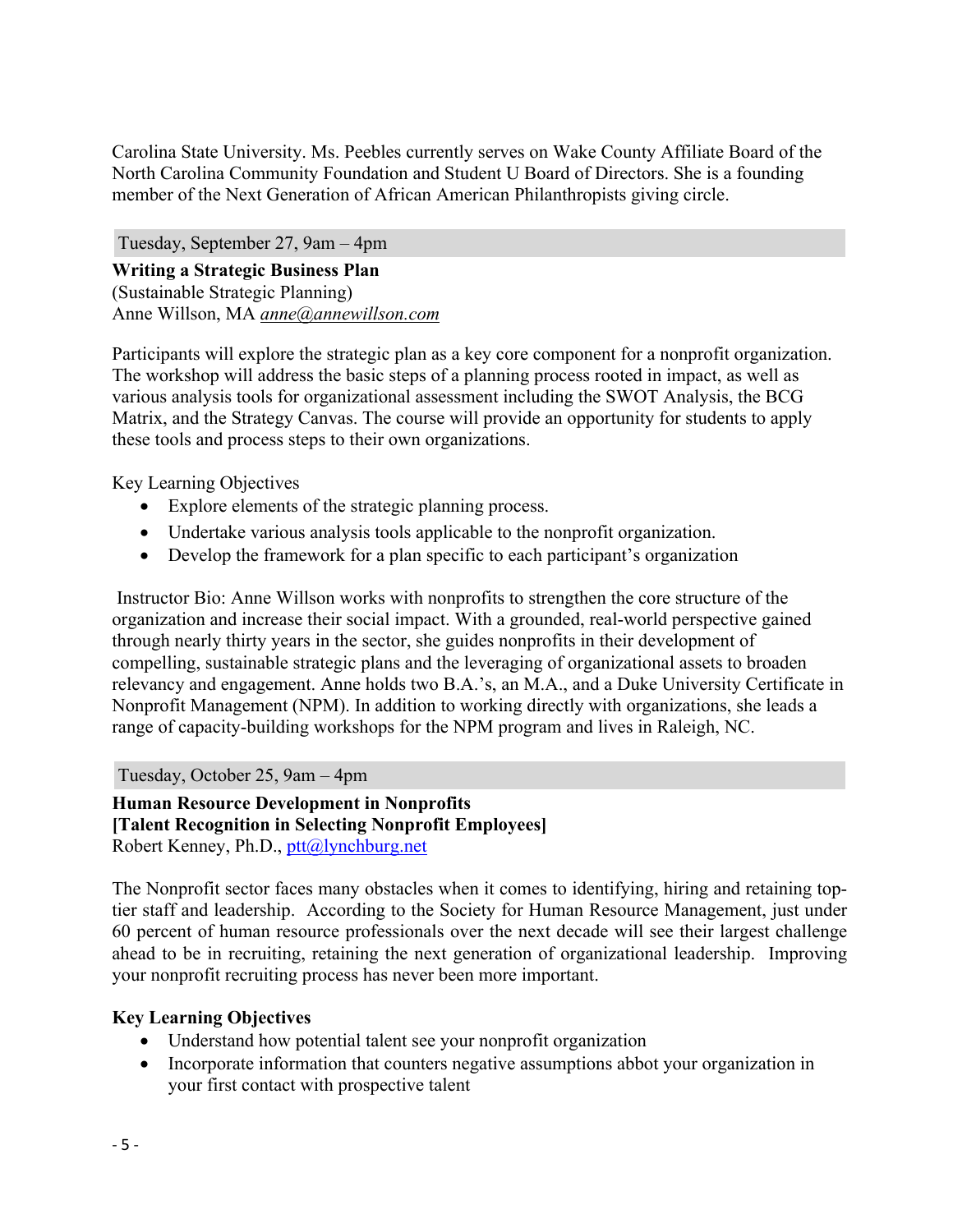Carolina State University. Ms. Peebles currently serves on Wake County Affiliate Board of the North Carolina Community Foundation and Student U Board of Directors. She is a founding member of the Next Generation of African American Philanthropists giving circle.

Tuesday, September 27, 9am – 4pm

**Writing a Strategic Business Plan**
(Sustainable Strategic Planning)
Anne Willson, MA *anne@annewillson.com*

Participants will explore the strategic plan as a key core component for a nonprofit organization. The workshop will address the basic steps of a planning process rooted in impact, as well as various analysis tools for organizational assessment including the SWOT Analysis, the BCG Matrix, and the Strategy Canvas. The course will provide an opportunity for students to apply these tools and process steps to their own organizations.

Key Learning Objectives

- Explore elements of the strategic planning process.
- Undertake various analysis tools applicable to the nonprofit organization.
- Develop the framework for a plan specific to each participant's organization

Instructor Bio: Anne Willson works with nonprofits to strengthen the core structure of the organization and increase their social impact. With a grounded, real-world perspective gained through nearly thirty years in the sector, she guides nonprofits in their development of compelling, sustainable strategic plans and the leveraging of organizational assets to broaden relevancy and engagement. Anne holds two B.A.'s, an M.A., and a Duke University Certificate in Nonprofit Management (NPM). In addition to working directly with organizations, she leads a range of capacity-building workshops for the NPM program and lives in Raleigh, NC.

Tuesday, October 25, 9am – 4pm

**Human Resource Development in Nonprofits**
**[Talent Recognition in Selecting Nonprofit Employees]**
Robert Kenney, Ph.D., ptt@lynchburg.net

The Nonprofit sector faces many obstacles when it comes to identifying, hiring and retaining top-tier staff and leadership. According to the Society for Human Resource Management, just under 60 percent of human resource professionals over the next decade will see their largest challenge ahead to be in recruiting, retaining the next generation of organizational leadership. Improving your nonprofit recruiting process has never been more important.

**Key Learning Objectives**

- Understand how potential talent see your nonprofit organization
- Incorporate information that counters negative assumptions abbot your organization in your first contact with prospective talent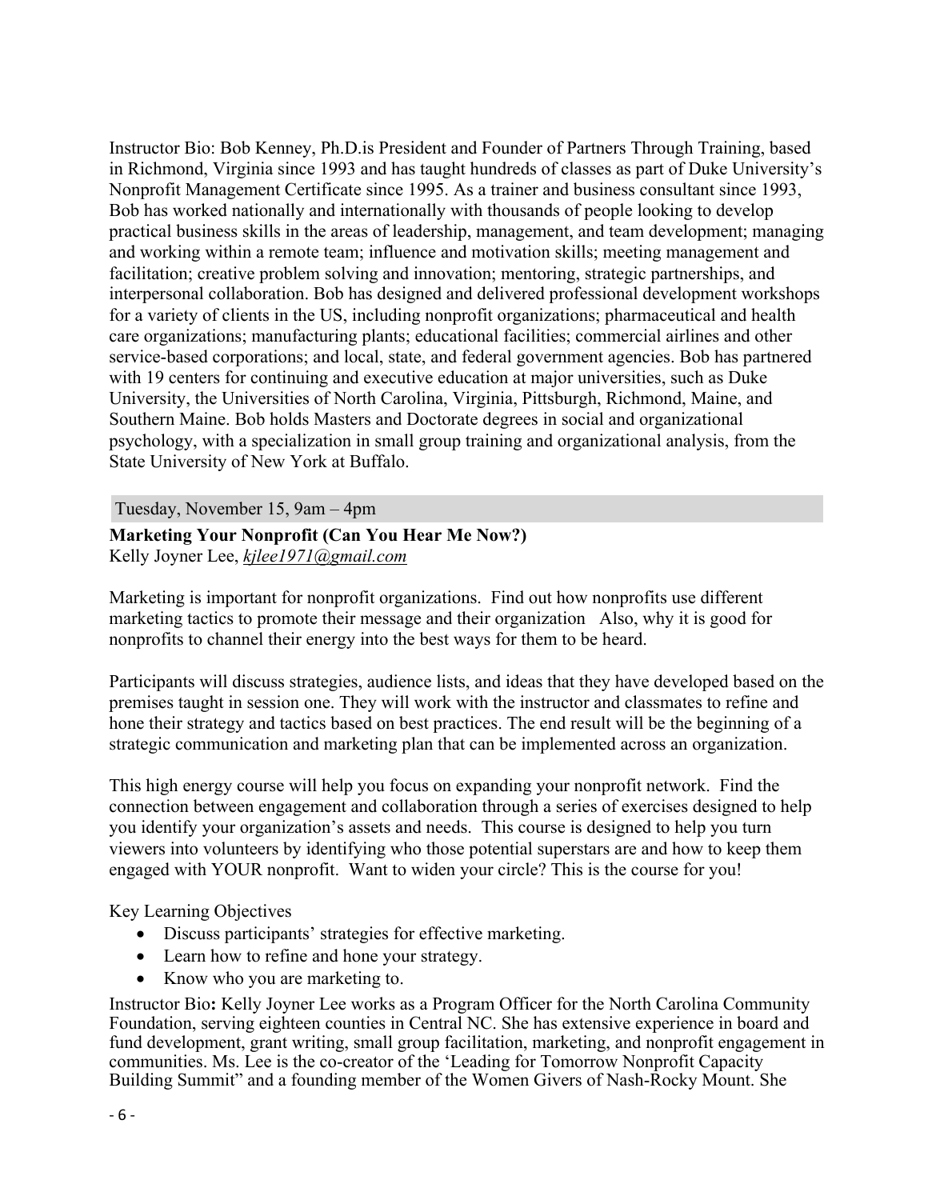Instructor Bio: Bob Kenney, Ph.D.is President and Founder of Partners Through Training, based in Richmond, Virginia since 1993 and has taught hundreds of classes as part of Duke University's Nonprofit Management Certificate since 1995. As a trainer and business consultant since 1993, Bob has worked nationally and internationally with thousands of people looking to develop practical business skills in the areas of leadership, management, and team development; managing and working within a remote team; influence and motivation skills; meeting management and facilitation; creative problem solving and innovation; mentoring, strategic partnerships, and interpersonal collaboration. Bob has designed and delivered professional development workshops for a variety of clients in the US, including nonprofit organizations; pharmaceutical and health care organizations; manufacturing plants; educational facilities; commercial airlines and other service-based corporations; and local, state, and federal government agencies. Bob has partnered with 19 centers for continuing and executive education at major universities, such as Duke University, the Universities of North Carolina, Virginia, Pittsburgh, Richmond, Maine, and Southern Maine. Bob holds Masters and Doctorate degrees in social and organizational psychology, with a specialization in small group training and organizational analysis, from the State University of New York at Buffalo.

Tuesday, November 15, 9am – 4pm

**Marketing Your Nonprofit (Can You Hear Me Now?)**
Kelly Joyner Lee, *kjlee1971@gmail.com*

Marketing is important for nonprofit organizations. Find out how nonprofits use different marketing tactics to promote their message and their organization Also, why it is good for nonprofits to channel their energy into the best ways for them to be heard.

Participants will discuss strategies, audience lists, and ideas that they have developed based on the premises taught in session one. They will work with the instructor and classmates to refine and hone their strategy and tactics based on best practices. The end result will be the beginning of a strategic communication and marketing plan that can be implemented across an organization.

This high energy course will help you focus on expanding your nonprofit network. Find the connection between engagement and collaboration through a series of exercises designed to help you identify your organization's assets and needs. This course is designed to help you turn viewers into volunteers by identifying who those potential superstars are and how to keep them engaged with YOUR nonprofit. Want to widen your circle? This is the course for you!

Key Learning Objectives

- Discuss participants' strategies for effective marketing.
- Learn how to refine and hone your strategy.
- Know who you are marketing to.

Instructor Bio**:** Kelly Joyner Lee works as a Program Officer for the North Carolina Community Foundation, serving eighteen counties in Central NC. She has extensive experience in board and fund development, grant writing, small group facilitation, marketing, and nonprofit engagement in communities. Ms. Lee is the co-creator of the 'Leading for Tomorrow Nonprofit Capacity Building Summit" and a founding member of the Women Givers of Nash-Rocky Mount. She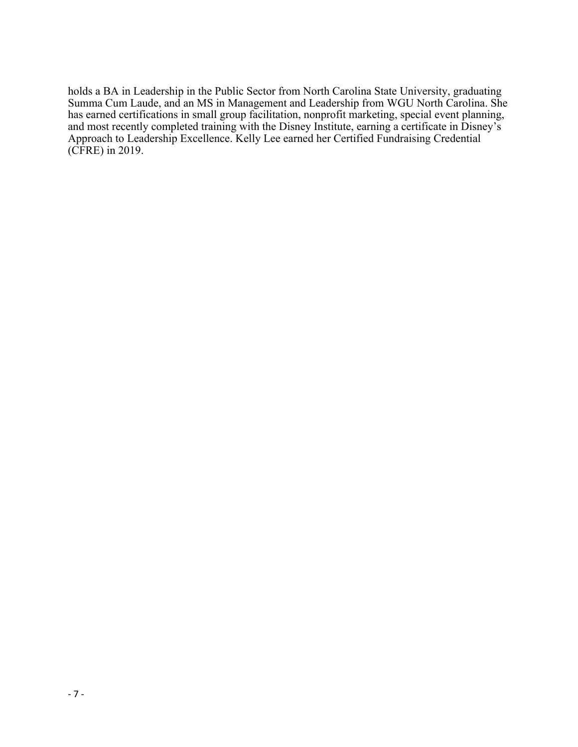holds a BA in Leadership in the Public Sector from North Carolina State University, graduating Summa Cum Laude, and an MS in Management and Leadership from WGU North Carolina. She has earned certifications in small group facilitation, nonprofit marketing, special event planning, and most recently completed training with the Disney Institute, earning a certificate in Disney's Approach to Leadership Excellence. Kelly Lee earned her Certified Fundraising Credential (CFRE) in 2019.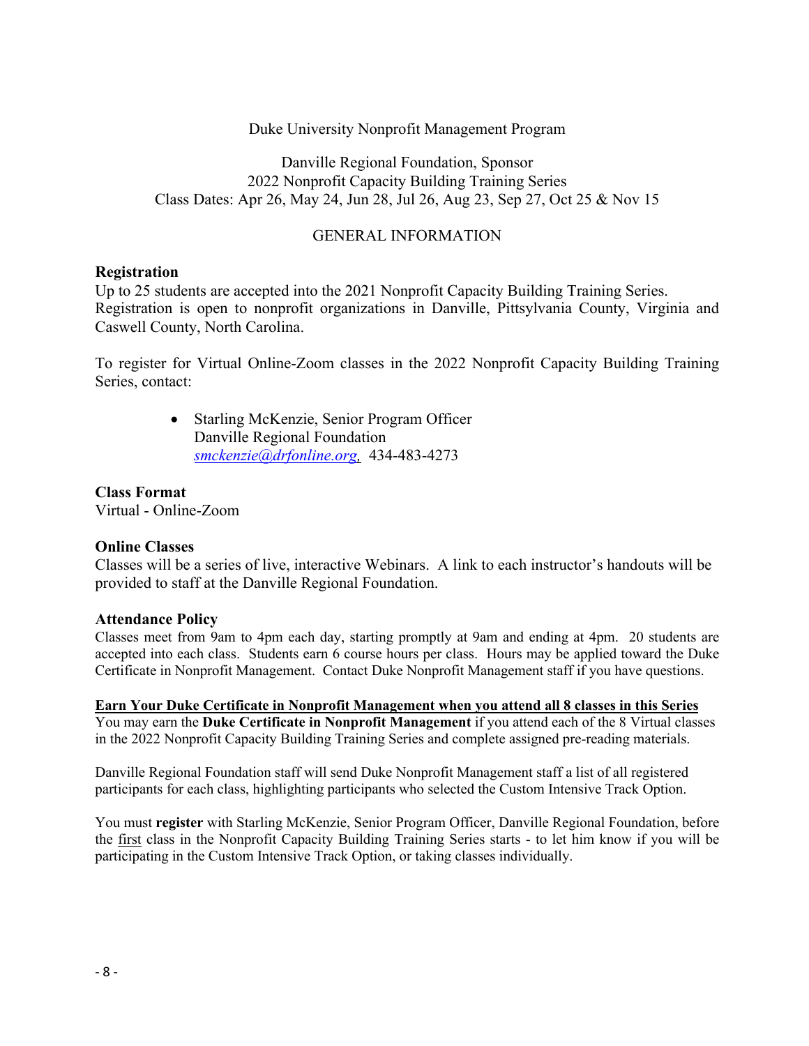Duke University Nonprofit Management Program

Danville Regional Foundation, Sponsor
2022 Nonprofit Capacity Building Training Series
Class Dates: Apr 26, May 24, Jun 28, Jul 26, Aug 23, Sep 27, Oct 25 & Nov 15

GENERAL INFORMATION

**Registration**
Up to 25 students are accepted into the 2021 Nonprofit Capacity Building Training Series. Registration is open to nonprofit organizations in Danville, Pittsylvania County, Virginia and Caswell County, North Carolina.

To register for Virtual Online-Zoom classes in the 2022 Nonprofit Capacity Building Training Series, contact:

- Starling McKenzie, Senior Program Officer
  Danville Regional Foundation
  *smckenzie@drfonline.org,* 434-483-4273

**Class Format**
Virtual - Online-Zoom

**Online Classes**
Classes will be a series of live, interactive Webinars. A link to each instructor's handouts will be provided to staff at the Danville Regional Foundation.

**Attendance Policy**
Classes meet from 9am to 4pm each day, starting promptly at 9am and ending at 4pm. 20 students are accepted into each class. Students earn 6 course hours per class. Hours may be applied toward the Duke Certificate in Nonprofit Management. Contact Duke Nonprofit Management staff if you have questions.

**Earn Your Duke Certificate in Nonprofit Management when you attend all 8 classes in this Series**
You may earn the **Duke Certificate in Nonprofit Management** if you attend each of the 8 Virtual classes in the 2022 Nonprofit Capacity Building Training Series and complete assigned pre-reading materials.

Danville Regional Foundation staff will send Duke Nonprofit Management staff a list of all registered participants for each class, highlighting participants who selected the Custom Intensive Track Option.

You must **register** with Starling McKenzie, Senior Program Officer, Danville Regional Foundation, before the first class in the Nonprofit Capacity Building Training Series starts - to let him know if you will be participating in the Custom Intensive Track Option, or taking classes individually.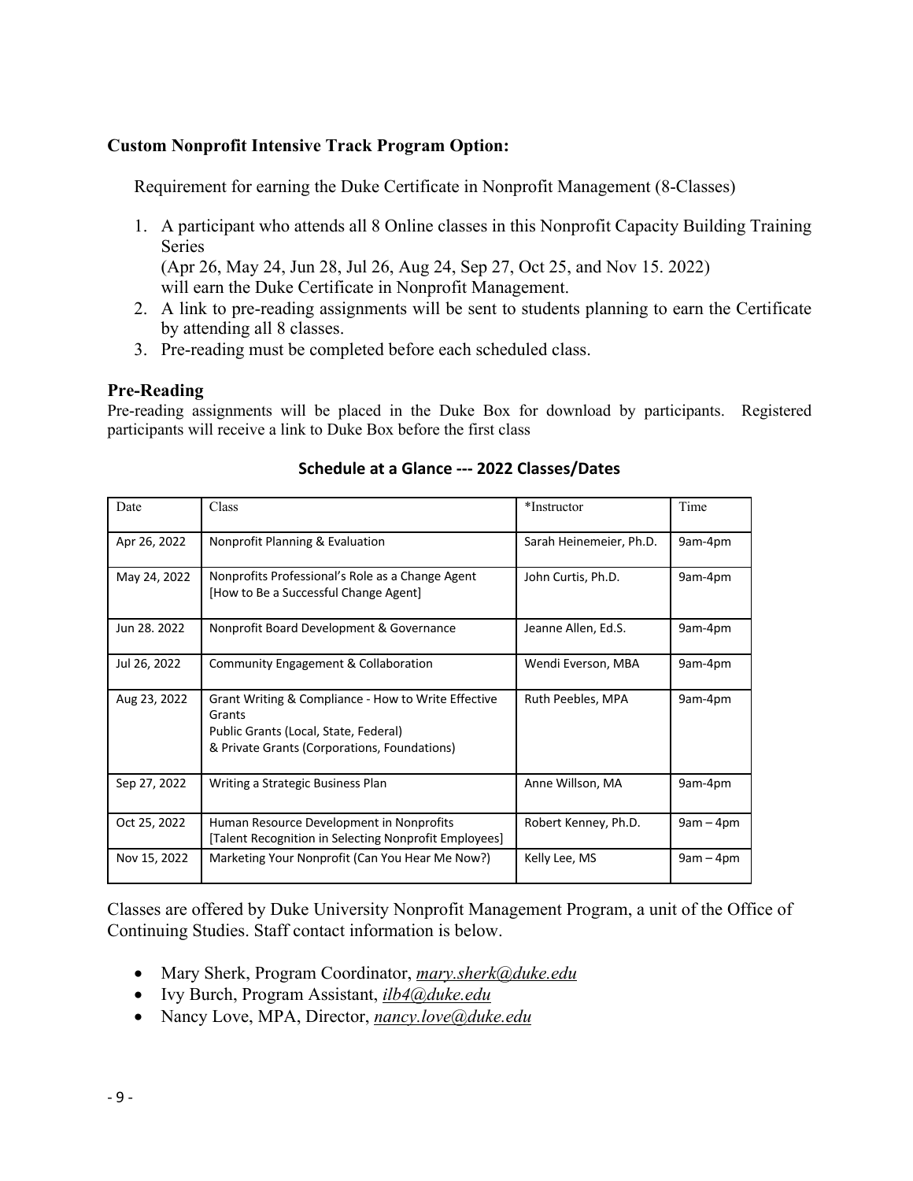**Custom Nonprofit Intensive Track Program Option:**

Requirement for earning the Duke Certificate in Nonprofit Management (8-Classes)

1. A participant who attends all 8 Online classes in this Nonprofit Capacity Building Training Series
   (Apr 26, May 24, Jun 28, Jul 26, Aug 24, Sep 27, Oct 25, and Nov 15. 2022)
   will earn the Duke Certificate in Nonprofit Management.
2. A link to pre-reading assignments will be sent to students planning to earn the Certificate by attending all 8 classes.
3. Pre-reading must be completed before each scheduled class.

**Pre-Reading**

Pre-reading assignments will be placed in the Duke Box for download by participants. Registered participants will receive a link to Duke Box before the first class

**Schedule at a Glance --- 2022 Classes/Dates**

| Date | Class | *Instructor | Time |
|---|---|---|---|
| Apr 26, 2022 | Nonprofit Planning & Evaluation | Sarah Heinemeier, Ph.D. | 9am-4pm |
| May 24, 2022 | Nonprofits Professional's Role as a Change Agent [How to Be a Successful Change Agent] | John Curtis, Ph.D. | 9am-4pm |
| Jun 28. 2022 | Nonprofit Board Development & Governance | Jeanne Allen, Ed.S. | 9am-4pm |
| Jul 26, 2022 | Community Engagement & Collaboration | Wendi Everson, MBA | 9am-4pm |
| Aug 23, 2022 | Grant Writing & Compliance - How to Write Effective Grants Public Grants (Local, State, Federal) & Private Grants (Corporations, Foundations) | Ruth Peebles, MPA | 9am-4pm |
| Sep 27, 2022 | Writing a Strategic Business Plan | Anne Willson, MA | 9am-4pm |
| Oct 25, 2022 | Human Resource Development in Nonprofits [Talent Recognition in Selecting Nonprofit Employees] | Robert Kenney, Ph.D. | 9am – 4pm |
| Nov 15, 2022 | Marketing Your Nonprofit (Can You Hear Me Now?) | Kelly Lee, MS | 9am – 4pm |

Classes are offered by Duke University Nonprofit Management Program, a unit of the Office of Continuing Studies. Staff contact information is below.

- Mary Sherk, Program Coordinator, *mary.sherk@duke.edu*
- Ivy Burch, Program Assistant, *ilb4@duke.edu*
- Nancy Love, MPA, Director, *nancy.love@duke.edu*